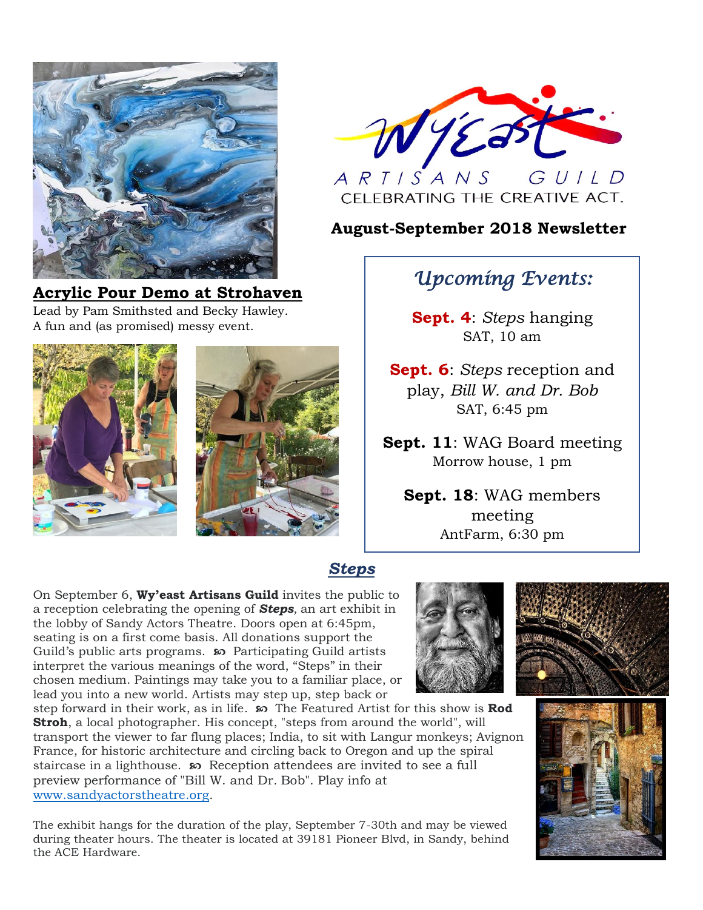# Wy'east Artisans Guild

CELEBRATING THE CREATIVE ACT.

**August-September 2018 Newsletter**

## Acrylic Pour Demo at Strohaven

Lead by Pam Smithsted and Becky Hawley.
A fun and (as promised) messy event.

## *Upcoming Events:*

**Sept. 4**: *Steps* hanging
SAT, 10 am

**Sept. 6**: *Steps* reception and play, *Bill W. and Dr. Bob*
SAT, 6:45 pm

**Sept. 11**: WAG Board meeting
Morrow house, 1 pm

**Sept. 18**: WAG members meeting
AntFarm, 6:30 pm

## *Steps*

On September 6, **Wy'east Artisans Guild** invites the public to a reception celebrating the opening of ***Steps***, an art exhibit in the lobby of Sandy Actors Theatre. Doors open at 6:45pm, seating is on a first come basis. All donations support the Guild's public arts programs. ℘ Participating Guild artists interpret the various meanings of the word, "Steps" in their chosen medium. Paintings may take you to a familiar place, or lead you into a new world. Artists may step up, step back or step forward in their work, as in life. ℘ The Featured Artist for this show is **Rod Stroh**, a local photographer. His concept, "steps from around the world", will transport the viewer to far flung places; India, to sit with Langur monkeys; Avignon France, for historic architecture and circling back to Oregon and up the spiral staircase in a lighthouse. ℘ Reception attendees are invited to see a full preview performance of "Bill W. and Dr. Bob". Play info at [www.sandyactorstheatre.org](http://www.sandyactorstheatre.org).

The exhibit hangs for the duration of the play, September 7-30th and may be viewed during theater hours. The theater is located at 39181 Pioneer Blvd, in Sandy, behind the ACE Hardware.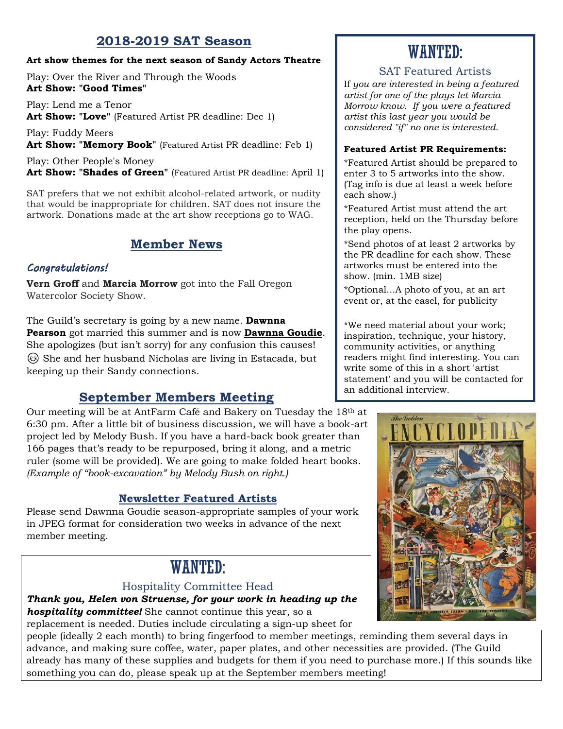## 2018-2019 SAT Season

**Art show themes for the next season of Sandy Actors Theatre**

Play: Over the River and Through the Woods
**Art Show: "Good Times"**

Play: Lend me a Tenor
**Art Show: "Love"** (Featured Artist PR deadline: Dec 1)

Play: Fuddy Meers
**Art Show: "Memory Book"** (Featured Artist PR deadline: Feb 1)

Play: Other People's Money
**Art Show: "Shades of Green"** (Featured Artist PR deadline: April 1)

SAT prefers that we not exhibit alcohol-related artwork, or nudity that would be inappropriate for children. SAT does not insure the artwork. Donations made at the art show receptions go to WAG.

## Member News

### *Congratulations!*

**Vern Groff** and **Marcia Morrow** got into the Fall Oregon Watercolor Society Show.

The Guild's secretary is going by a new name. **Dawnna Pearson** got married this summer and is now **Dawnna Goudie**. She apologizes (but isn't sorry) for any confusion this causes! 😉 She and her husband Nicholas are living in Estacada, but keeping up their Sandy connections.

## September Members Meeting

Our meeting will be at AntFarm Café and Bakery on Tuesday the 18th at 6:30 pm. After a little bit of business discussion, we will have a book-art project led by Melody Bush. If you have a hard-back book greater than 166 pages that's ready to be repurposed, bring it along, and a metric ruler (some will be provided). We are going to make folded heart books. *(Example of "book-excavation" by Melody Bush on right.)*

### Newsletter Featured Artists

Please send Dawnna Goudie season-appropriate samples of your work in JPEG format for consideration two weeks in advance of the next member meeting.

## WANTED:

### SAT Featured Artists

If *you are interested in being a featured artist for one of the plays let Marcia Morrow know. If you were a featured artist this last year you would be considered "if" no one is interested.*

**Featured Artist PR Requirements:**

*Featured Artist should be prepared to enter 3 to 5 artworks into the show. (Tag info is due at least a week before each show.)

*Featured Artist must attend the art reception, held on the Thursday before the play opens.

*Send photos of at least 2 artworks by the PR deadline for each show. These artworks must be entered into the show. (min. 1MB size)

*Optional...A photo of you, at an art event or, at the easel, for publicity

*We need material about your work; inspiration, technique, your history, community activities, or anything readers might find interesting. You can write some of this in a short 'artist statement' and you will be contacted for an additional interview.

## WANTED:

### Hospitality Committee Head

***Thank you, Helen von Struense, for your work in heading up the hospitality committee!*** She cannot continue this year, so a replacement is needed. Duties include circulating a sign-up sheet for people (ideally 2 each month) to bring fingerfood to member meetings, reminding them several days in advance, and making sure coffee, water, paper plates, and other necessities are provided. (The Guild already has many of these supplies and budgets for them if you need to purchase more.) If this sounds like something you can do, please speak up at the September members meeting!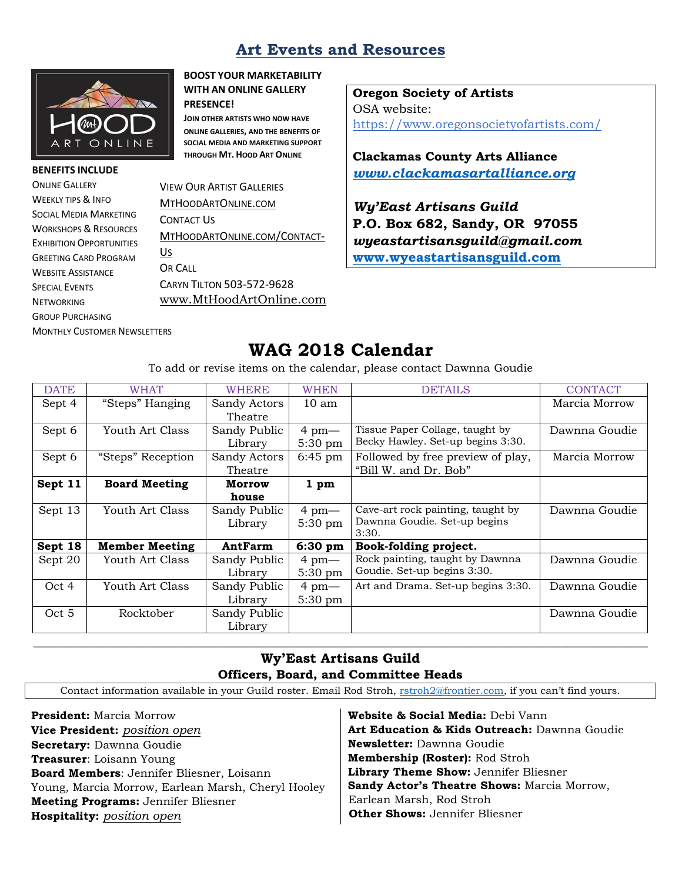# Art Events and Resources

**BOOST YOUR MARKETABILITY WITH AN ONLINE GALLERY PRESENCE!**

JOIN OTHER ARTISTS WHO NOW HAVE ONLINE GALLERIES, AND THE BENEFITS OF SOCIAL MEDIA AND MARKETING SUPPORT THROUGH MT. HOOD ART ONLINE

**BENEFITS INCLUDE**

- ONLINE GALLERY
- WEEKLY TIPS & INFO
- SOCIAL MEDIA MARKETING
- WORKSHOPS & RESOURCES
- EXHIBITION OPPORTUNITIES
- GREETING CARD PROGRAM
- WEBSITE ASSISTANCE
- SPECIAL EVENTS
- NETWORKING
- GROUP PURCHASING
- MONTHLY CUSTOMER NEWSLETTERS

VIEW OUR ARTIST GALLERIES
MTHOODARTONLINE.COM
CONTACT US
MTHOODARTONLINE.COM/CONTACT-US
OR CALL
CARYN TILTON 503-572-9628
www.MtHoodArtOnline.com

**Oregon Society of Artists**
OSA website:
https://www.oregonsocietyofartists.com/

**Clackamas County Arts Alliance**
***www.clackamasartalliance.org***

***Wy'East Artisans Guild***
**P.O. Box 682, Sandy, OR 97055**
***wyeastartisansguild@gmail.com***
**www.wyeastartisansguild.com**

## WAG 2018 Calendar

To add or revise items on the calendar, please contact Dawnna Goudie

| DATE | WHAT | WHERE | WHEN | DETAILS | CONTACT |
|---|---|---|---|---|---|
| Sept 4 | "Steps" Hanging | Sandy Actors Theatre | 10 am | | Marcia Morrow |
| Sept 6 | Youth Art Class | Sandy Public Library | 4 pm—5:30 pm | Tissue Paper Collage, taught by Becky Hawley. Set-up begins 3:30. | Dawnna Goudie |
| Sept 6 | "Steps" Reception | Sandy Actors Theatre | 6:45 pm | Followed by free preview of play, "Bill W. and Dr. Bob" | Marcia Morrow |
| **Sept 11** | **Board Meeting** | **Morrow house** | **1 pm** | | |
| Sept 13 | Youth Art Class | Sandy Public Library | 4 pm—5:30 pm | Cave-art rock painting, taught by Dawnna Goudie. Set-up begins 3:30. | Dawnna Goudie |
| **Sept 18** | **Member Meeting** | **AntFarm** | **6:30 pm** | **Book-folding project.** | |
| Sept 20 | Youth Art Class | Sandy Public Library | 4 pm—5:30 pm | Rock painting, taught by Dawnna Goudie. Set-up begins 3:30. | Dawnna Goudie |
| Oct 4 | Youth Art Class | Sandy Public Library | 4 pm—5:30 pm | Art and Drama. Set-up begins 3:30. | Dawnna Goudie |
| Oct 5 | Rocktober | Sandy Public Library | | | Dawnna Goudie |

## Wy'East Artisans Guild
### Officers, Board, and Committee Heads

Contact information available in your Guild roster. Email Rod Stroh, rstroh2@frontier.com, if you can't find yours.

**President:** Marcia Morrow
**Vice President:** *position open*
**Secretary:** Dawnna Goudie
**Treasurer**: Loisann Young
**Board Members**: Jennifer Bliesner, Loisann Young, Marcia Morrow, Earlean Marsh, Cheryl Hooley
**Meeting Programs:** Jennifer Bliesner
**Hospitality:** *position open*

**Website & Social Media:** Debi Vann
**Art Education & Kids Outreach:** Dawnna Goudie
**Newsletter:** Dawnna Goudie
**Membership (Roster):** Rod Stroh
**Library Theme Show:** Jennifer Bliesner
**Sandy Actor's Theatre Shows:** Marcia Morrow, Earlean Marsh, Rod Stroh
**Other Shows:** Jennifer Bliesner